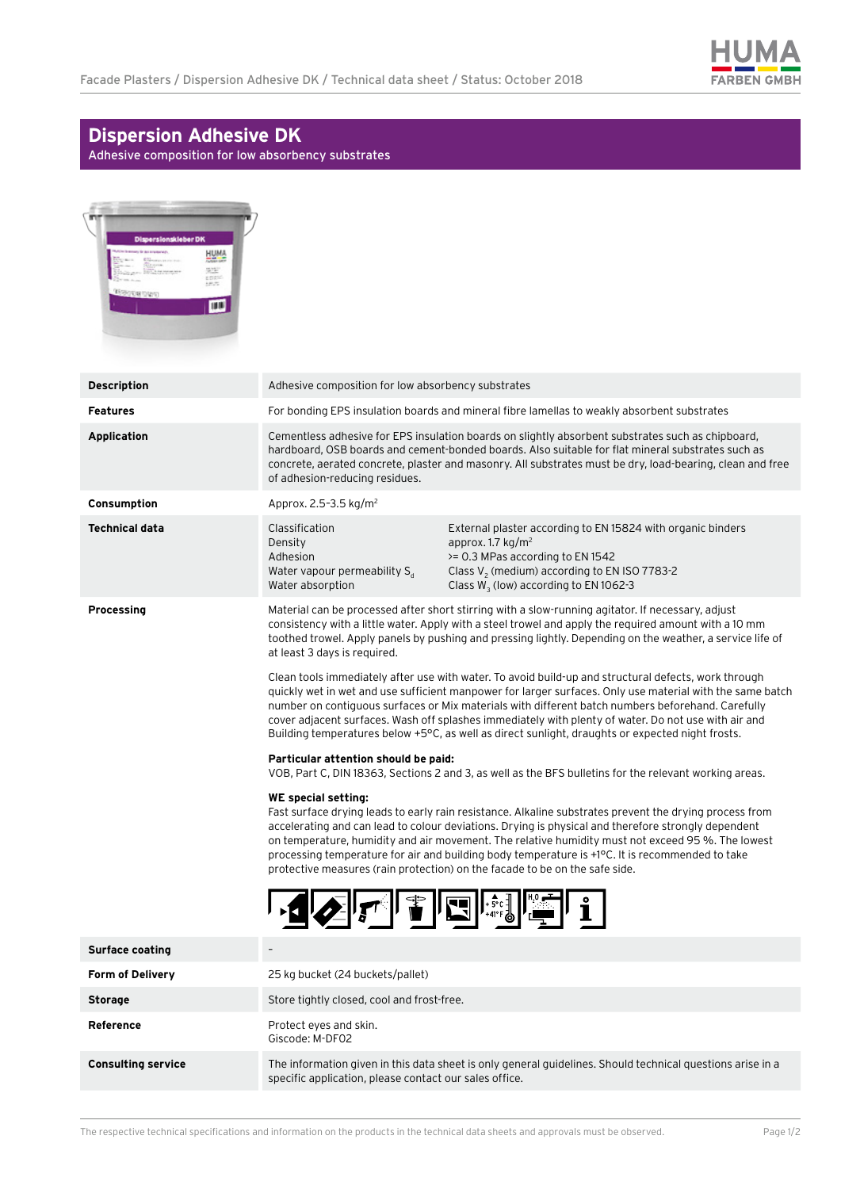# Dispersion Adhesive DK

Adhesive composition for low absorbency substrates

| | |
|---|---|
| **Description** | Adhesive composition for low absorbency substrates |
| **Features** | For bonding EPS insulation boards and mineral fibre lamellas to weakly absorbent substrates |
| **Application** | Cementless adhesive for EPS insulation boards on slightly absorbent substrates such as chipboard, hardboard, OSB boards and cement-bonded boards. Also suitable for flat mineral substrates such as concrete, aerated concrete, plaster and masonry. All substrates must be dry, load-bearing, clean and free of adhesion-reducing residues. |
| **Consumption** | Approx. 2.5-3.5 kg/m² |
| **Technical data** | Classification: External plaster according to EN 15824 with organic binders<br>Density: approx. 1.7 kg/m²<br>Adhesion: >= 0.3 MPas according to EN 1542<br>Water vapour permeability $S_d$: Class $V_2$ (medium) according to EN ISO 7783-2<br>Water absorption: Class $W_3$ (low) according to EN 1062-3 |
| **Processing** | Material can be processed after short stirring with a slow-running agitator. If necessary, adjust consistency with a little water. Apply with a steel trowel and apply the required amount with a 10 mm toothed trowel. Apply panels by pushing and pressing lightly. Depending on the weather, a service life of at least 3 days is required.<br><br>Clean tools immediately after use with water. To avoid build-up and structural defects, work through quickly wet in wet and use sufficient manpower for larger surfaces. Only use material with the same batch number on contiguous surfaces or Mix materials with different batch numbers beforehand. Carefully cover adjacent surfaces. Wash off splashes immediately with plenty of water. Do not use with air and Building temperatures below +5°C, as well as direct sunlight, draughts or expected night frosts.<br><br>**Particular attention should be paid:**<br>VOB, Part C, DIN 18363, Sections 2 and 3, as well as the BFS bulletins for the relevant working areas.<br><br>**WE special setting:**<br>Fast surface drying leads to early rain resistance. Alkaline substrates prevent the drying process from accelerating and can lead to colour deviations. Drying is physical and therefore strongly dependent on temperature, humidity and air movement. The relative humidity must not exceed 95 %. The lowest processing temperature for air and building body temperature is +1°C. It is recommended to take protective measures (rain protection) on the facade to be on the safe side. |
| **Surface coating** | – |
| **Form of Delivery** | 25 kg bucket (24 buckets/pallet) |
| **Storage** | Store tightly closed, cool and frost-free. |
| **Reference** | Protect eyes and skin.<br>Giscode: M-DF02 |
| **Consulting service** | The information given in this data sheet is only general guidelines. Should technical questions arise in a specific application, please contact our sales office. |

The respective technical specifications and information on the products in the technical data sheets and approvals must be observed.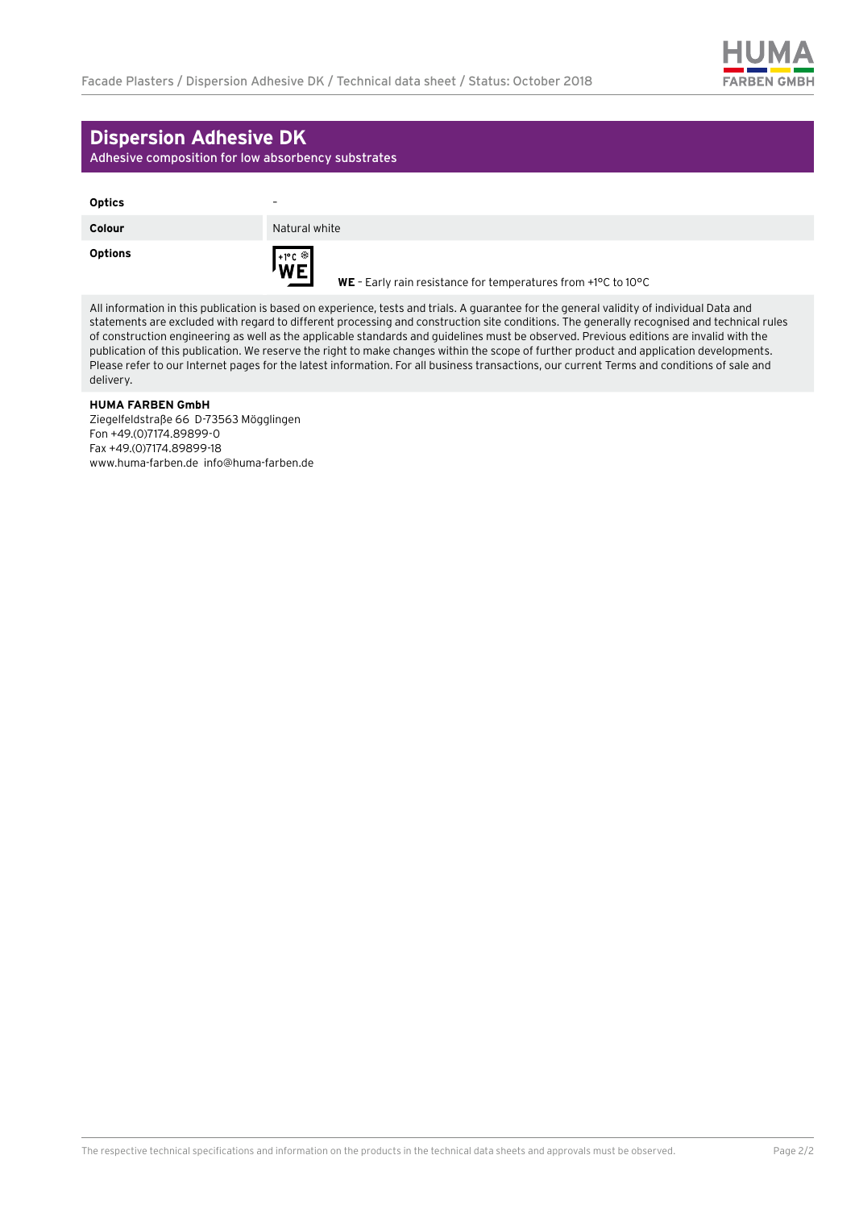# Dispersion Adhesive DK

Adhesive composition for low absorbency substrates

| | |
|---|---|
| **Optics** | – |
| **Colour** | Natural white |
| **Options** | **WE** – Early rain resistance for temperatures from +1°C to 10°C |

All information in this publication is based on experience, tests and trials. A guarantee for the general validity of individual Data and statements are excluded with regard to different processing and construction site conditions. The generally recognised and technical rules of construction engineering as well as the applicable standards and guidelines must be observed. Previous editions are invalid with the publication of this publication. We reserve the right to make changes within the scope of further product and application developments. Please refer to our Internet pages for the latest information. For all business transactions, our current Terms and conditions of sale and delivery.

**HUMA FARBEN GmbH**
Ziegelfeldstraβe 66 D-73563 Mögglingen
Fon +49.(0)7174.89899-0
Fax +49.(0)7174.89899-18
www.huma-farben.de info@huma-farben.de

The respective technical specifications and information on the products in the technical data sheets and approvals must be observed.